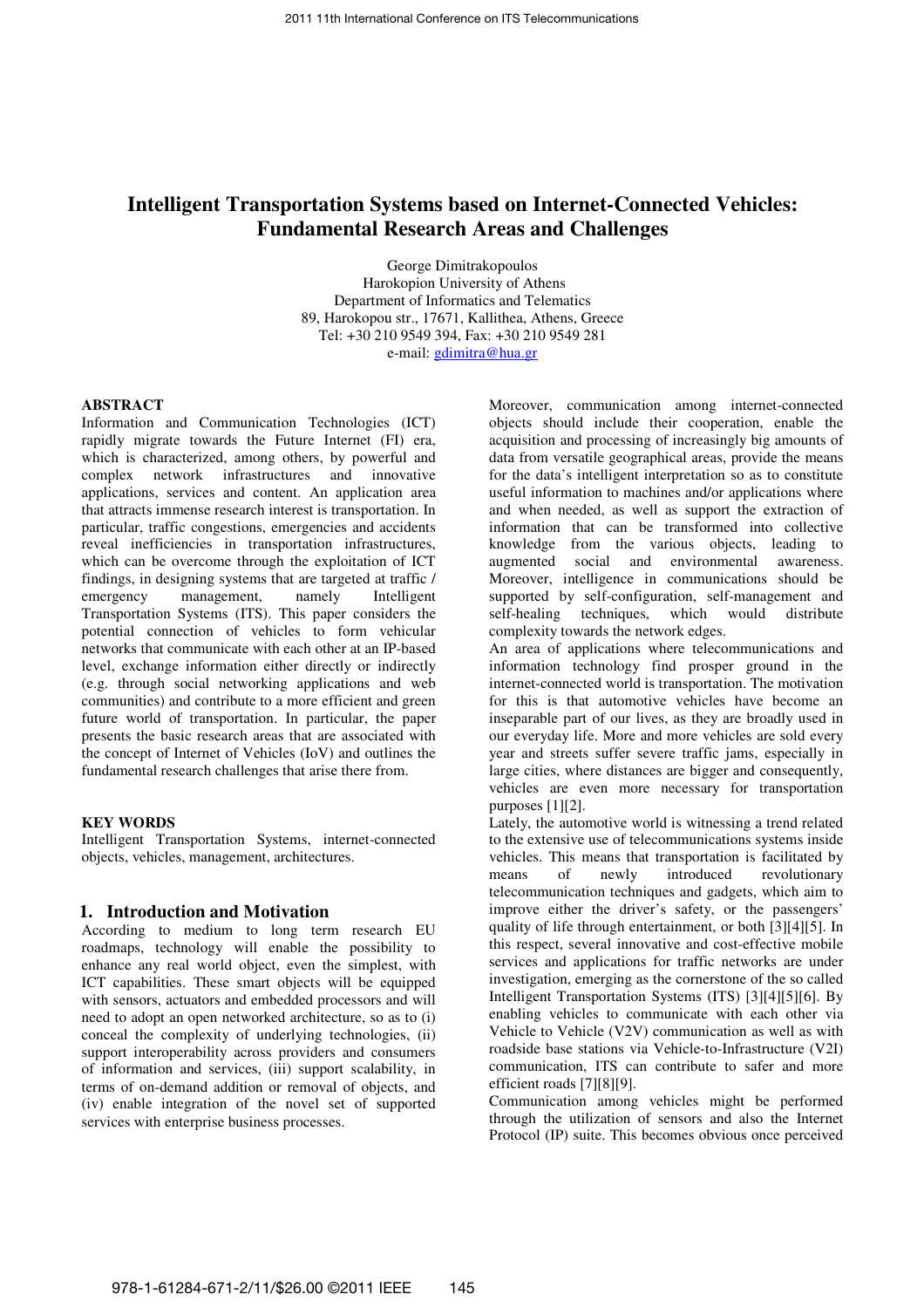# Intelligent Transportation Systems based on Internet-Connected Vehicles: Fundamental Research Areas and Challenges

George Dimitrakopoulos
Harokopion University of Athens
Department of Informatics and Telematics
89, Harokopou str., 17671, Kallithea, Athens, Greece
Tel: +30 210 9549 394, Fax: +30 210 9549 281
e-mail: gdimitra@hua.gr

**ABSTRACT**

Information and Communication Technologies (ICT) rapidly migrate towards the Future Internet (FI) era, which is characterized, among others, by powerful and complex network infrastructures and innovative applications, services and content. An application area that attracts immense research interest is transportation. In particular, traffic congestions, emergencies and accidents reveal inefficiencies in transportation infrastructures, which can be overcome through the exploitation of ICT findings, in designing systems that are targeted at traffic / emergency management, namely Intelligent Transportation Systems (ITS). This paper considers the potential connection of vehicles to form vehicular networks that communicate with each other at an IP-based level, exchange information either directly or indirectly (e.g. through social networking applications and web communities) and contribute to a more efficient and green future world of transportation. In particular, the paper presents the basic research areas that are associated with the concept of Internet of Vehicles (IoV) and outlines the fundamental research challenges that arise there from.

**KEY WORDS**

Intelligent Transportation Systems, internet-connected objects, vehicles, management, architectures.

## 1. Introduction and Motivation

According to medium to long term research EU roadmaps, technology will enable the possibility to enhance any real world object, even the simplest, with ICT capabilities. These smart objects will be equipped with sensors, actuators and embedded processors and will need to adopt an open networked architecture, so as to (i) conceal the complexity of underlying technologies, (ii) support interoperability across providers and consumers of information and services, (iii) support scalability, in terms of on-demand addition or removal of objects, and (iv) enable integration of the novel set of supported services with enterprise business processes.

Moreover, communication among internet-connected objects should include their cooperation, enable the acquisition and processing of increasingly big amounts of data from versatile geographical areas, provide the means for the data's intelligent interpretation so as to constitute useful information to machines and/or applications where and when needed, as well as support the extraction of information that can be transformed into collective knowledge from the various objects, leading to augmented social and environmental awareness. Moreover, intelligence in communications should be supported by self-configuration, self-management and self-healing techniques, which would distribute complexity towards the network edges.

An area of applications where telecommunications and information technology find prosper ground in the internet-connected world is transportation. The motivation for this is that automotive vehicles have become an inseparable part of our lives, as they are broadly used in our everyday life. More and more vehicles are sold every year and streets suffer severe traffic jams, especially in large cities, where distances are bigger and consequently, vehicles are even more necessary for transportation purposes [1][2].

Lately, the automotive world is witnessing a trend related to the extensive use of telecommunications systems inside vehicles. This means that transportation is facilitated by means of newly introduced revolutionary telecommunication techniques and gadgets, which aim to improve either the driver's safety, or the passengers' quality of life through entertainment, or both [3][4][5]. In this respect, several innovative and cost-effective mobile services and applications for traffic networks are under investigation, emerging as the cornerstone of the so called Intelligent Transportation Systems (ITS) [3][4][5][6]. By enabling vehicles to communicate with each other via Vehicle to Vehicle (V2V) communication as well as with roadside base stations via Vehicle-to-Infrastructure (V2I) communication, ITS can contribute to safer and more efficient roads [7][8][9].

Communication among vehicles might be performed through the utilization of sensors and also the Internet Protocol (IP) suite. This becomes obvious once perceived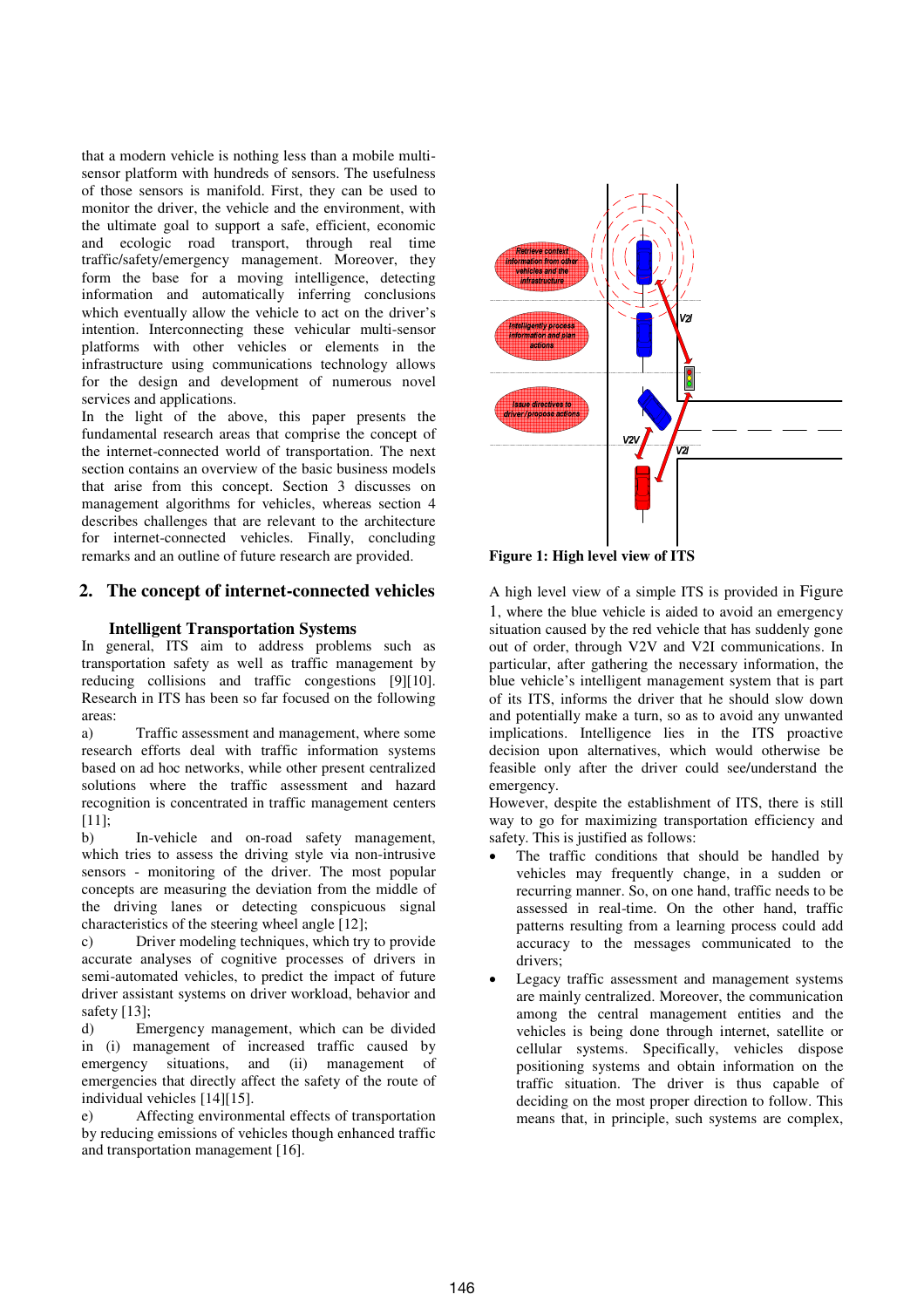that a modern vehicle is nothing less than a mobile multi-sensor platform with hundreds of sensors. The usefulness of those sensors is manifold. First, they can be used to monitor the driver, the vehicle and the environment, with the ultimate goal to support a safe, efficient, economic and ecologic road transport, through real time traffic/safety/emergency management. Moreover, they form the base for a moving intelligence, detecting information and automatically inferring conclusions which eventually allow the vehicle to act on the driver's intention. Interconnecting these vehicular multi-sensor platforms with other vehicles or elements in the infrastructure using communications technology allows for the design and development of numerous novel services and applications.

In the light of the above, this paper presents the fundamental research areas that comprise the concept of the internet-connected world of transportation. The next section contains an overview of the basic business models that arise from this concept. Section 3 discusses on management algorithms for vehicles, whereas section 4 describes challenges that are relevant to the architecture for internet-connected vehicles. Finally, concluding remarks and an outline of future research are provided.

## 2. The concept of internet-connected vehicles

### Intelligent Transportation Systems

In general, ITS aim to address problems such as transportation safety as well as traffic management by reducing collisions and traffic congestions [9][10]. Research in ITS has been so far focused on the following areas:

a) Traffic assessment and management, where some research efforts deal with traffic information systems based on ad hoc networks, while other present centralized solutions where the traffic assessment and hazard recognition is concentrated in traffic management centers [11];

b) In-vehicle and on-road safety management, which tries to assess the driving style via non-intrusive sensors - monitoring of the driver. The most popular concepts are measuring the deviation from the middle of the driving lanes or detecting conspicuous signal characteristics of the steering wheel angle [12];

c) Driver modeling techniques, which try to provide accurate analyses of cognitive processes of drivers in semi-automated vehicles, to predict the impact of future driver assistant systems on driver workload, behavior and safety [13];

d) Emergency management, which can be divided in (i) management of increased traffic caused by emergency situations, and (ii) management of emergencies that directly affect the safety of the route of individual vehicles [14][15].

e) Affecting environmental effects of transportation by reducing emissions of vehicles though enhanced traffic and transportation management [16].

**Figure 1: High level view of ITS**

A high level view of a simple ITS is provided in Figure 1, where the blue vehicle is aided to avoid an emergency situation caused by the red vehicle that has suddenly gone out of order, through V2V and V2I communications. In particular, after gathering the necessary information, the blue vehicle's intelligent management system that is part of its ITS, informs the driver that he should slow down and potentially make a turn, so as to avoid any unwanted implications. Intelligence lies in the ITS proactive decision upon alternatives, which would otherwise be feasible only after the driver could see/understand the emergency.

However, despite the establishment of ITS, there is still way to go for maximizing transportation efficiency and safety. This is justified as follows:

- The traffic conditions that should be handled by vehicles may frequently change, in a sudden or recurring manner. So, on one hand, traffic needs to be assessed in real-time. On the other hand, traffic patterns resulting from a learning process could add accuracy to the messages communicated to the drivers;
- Legacy traffic assessment and management systems are mainly centralized. Moreover, the communication among the central management entities and the vehicles is being done through internet, satellite or cellular systems. Specifically, vehicles dispose positioning systems and obtain information on the traffic situation. The driver is thus capable of deciding on the most proper direction to follow. This means that, in principle, such systems are complex,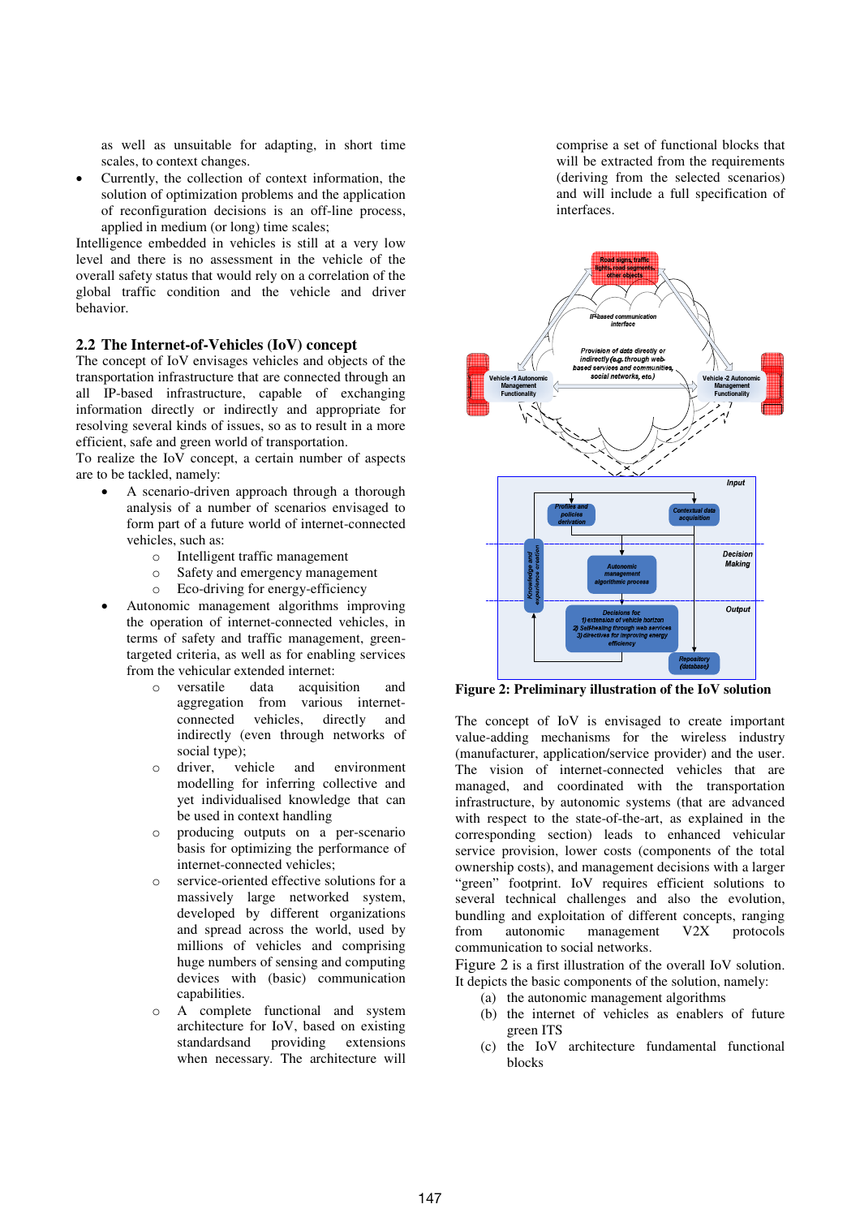as well as unsuitable for adapting, in short time scales, to context changes.

- Currently, the collection of context information, the solution of optimization problems and the application of reconfiguration decisions is an off-line process, applied in medium (or long) time scales;

Intelligence embedded in vehicles is still at a very low level and there is no assessment in the vehicle of the overall safety status that would rely on a correlation of the global traffic condition and the vehicle and driver behavior.

## 2.2 The Internet-of-Vehicles (IoV) concept

The concept of IoV envisages vehicles and objects of the transportation infrastructure that are connected through an all IP-based infrastructure, capable of exchanging information directly or indirectly and appropriate for resolving several kinds of issues, so as to result in a more efficient, safe and green world of transportation.

To realize the IoV concept, a certain number of aspects are to be tackled, namely:

- A scenario-driven approach through a thorough analysis of a number of scenarios envisaged to form part of a future world of internet-connected vehicles, such as:
  - Intelligent traffic management
  - Safety and emergency management
  - Eco-driving for energy-efficiency
- Autonomic management algorithms improving the operation of internet-connected vehicles, in terms of safety and traffic management, green-targeted criteria, as well as for enabling services from the vehicular extended internet:
  - versatile data acquisition and aggregation from various internet-connected vehicles, directly and indirectly (even through networks of social type);
  - driver, vehicle and environment modelling for inferring collective and yet individualised knowledge that can be used in context handling
  - producing outputs on a per-scenario basis for optimizing the performance of internet-connected vehicles;
  - service-oriented effective solutions for a massively large networked system, developed by different organizations and spread across the world, used by millions of vehicles and comprising huge numbers of sensing and computing devices with (basic) communication capabilities.
  - A complete functional and system architecture for IoV, based on existing standardsand providing extensions when necessary. The architecture will comprise a set of functional blocks that will be extracted from the requirements (deriving from the selected scenarios) and will include a full specification of interfaces.

**Figure 2: Preliminary illustration of the IoV solution**

The concept of IoV is envisaged to create important value-adding mechanisms for the wireless industry (manufacturer, application/service provider) and the user. The vision of internet-connected vehicles that are managed, and coordinated with the transportation infrastructure, by autonomic systems (that are advanced with respect to the state-of-the-art, as explained in the corresponding section) leads to enhanced vehicular service provision, lower costs (components of the total ownership costs), and management decisions with a larger "green" footprint. IoV requires efficient solutions to several technical challenges and also the evolution, bundling and exploitation of different concepts, ranging from autonomic management V2X protocols communication to social networks.

Figure 2 is a first illustration of the overall IoV solution. It depicts the basic components of the solution, namely:

(a) the autonomic management algorithms
(b) the internet of vehicles as enablers of future green ITS
(c) the IoV architecture fundamental functional blocks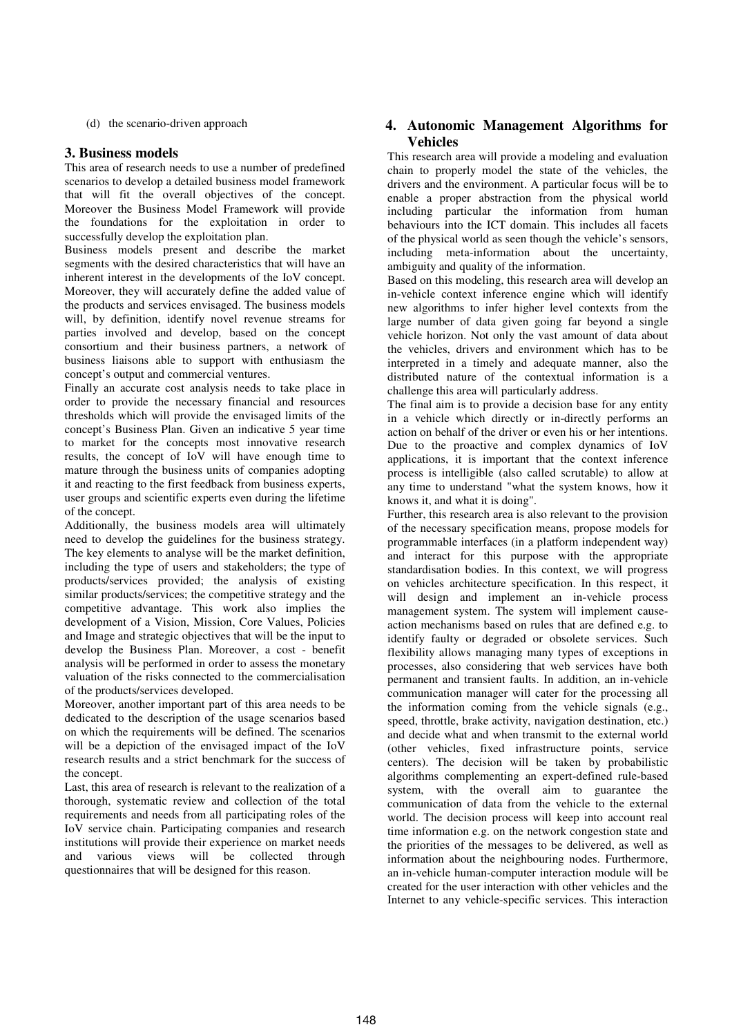(d) the scenario-driven approach

## 3. Business models

This area of research needs to use a number of predefined scenarios to develop a detailed business model framework that will fit the overall objectives of the concept. Moreover the Business Model Framework will provide the foundations for the exploitation in order to successfully develop the exploitation plan.

Business models present and describe the market segments with the desired characteristics that will have an inherent interest in the developments of the IoV concept. Moreover, they will accurately define the added value of the products and services envisaged. The business models will, by definition, identify novel revenue streams for parties involved and develop, based on the concept consortium and their business partners, a network of business liaisons able to support with enthusiasm the concept's output and commercial ventures.

Finally an accurate cost analysis needs to take place in order to provide the necessary financial and resources thresholds which will provide the envisaged limits of the concept's Business Plan. Given an indicative 5 year time to market for the concepts most innovative research results, the concept of IoV will have enough time to mature through the business units of companies adopting it and reacting to the first feedback from business experts, user groups and scientific experts even during the lifetime of the concept.

Additionally, the business models area will ultimately need to develop the guidelines for the business strategy. The key elements to analyse will be the market definition, including the type of users and stakeholders; the type of products/services provided; the analysis of existing similar products/services; the competitive strategy and the competitive advantage. This work also implies the development of a Vision, Mission, Core Values, Policies and Image and strategic objectives that will be the input to develop the Business Plan. Moreover, a cost - benefit analysis will be performed in order to assess the monetary valuation of the risks connected to the commercialisation of the products/services developed.

Moreover, another important part of this area needs to be dedicated to the description of the usage scenarios based on which the requirements will be defined. The scenarios will be a depiction of the envisaged impact of the IoV research results and a strict benchmark for the success of the concept.

Last, this area of research is relevant to the realization of a thorough, systematic review and collection of the total requirements and needs from all participating roles of the IoV service chain. Participating companies and research institutions will provide their experience on market needs and various views will be collected through questionnaires that will be designed for this reason.

## 4. Autonomic Management Algorithms for Vehicles

This research area will provide a modeling and evaluation chain to properly model the state of the vehicles, the drivers and the environment. A particular focus will be to enable a proper abstraction from the physical world including particular the information from human behaviours into the ICT domain. This includes all facets of the physical world as seen though the vehicle's sensors, including meta-information about the uncertainty, ambiguity and quality of the information.

Based on this modeling, this research area will develop an in-vehicle context inference engine which will identify new algorithms to infer higher level contexts from the large number of data given going far beyond a single vehicle horizon. Not only the vast amount of data about the vehicles, drivers and environment which has to be interpreted in a timely and adequate manner, also the distributed nature of the contextual information is a challenge this area will particularly address.

The final aim is to provide a decision base for any entity in a vehicle which directly or in-directly performs an action on behalf of the driver or even his or her intentions. Due to the proactive and complex dynamics of IoV applications, it is important that the context inference process is intelligible (also called scrutable) to allow at any time to understand "what the system knows, how it knows it, and what it is doing".

Further, this research area is also relevant to the provision of the necessary specification means, propose models for programmable interfaces (in a platform independent way) and interact for this purpose with the appropriate standardisation bodies. In this context, we will progress on vehicles architecture specification. In this respect, it will design and implement an in-vehicle process management system. The system will implement cause-action mechanisms based on rules that are defined e.g. to identify faulty or degraded or obsolete services. Such flexibility allows managing many types of exceptions in processes, also considering that web services have both permanent and transient faults. In addition, an in-vehicle communication manager will cater for the processing all the information coming from the vehicle signals (e.g., speed, throttle, brake activity, navigation destination, etc.) and decide what and when transmit to the external world (other vehicles, fixed infrastructure points, service centers). The decision will be taken by probabilistic algorithms complementing an expert-defined rule-based system, with the overall aim to guarantee the communication of data from the vehicle to the external world. The decision process will keep into account real time information e.g. on the network congestion state and the priorities of the messages to be delivered, as well as information about the neighbouring nodes. Furthermore, an in-vehicle human-computer interaction module will be created for the user interaction with other vehicles and the Internet to any vehicle-specific services. This interaction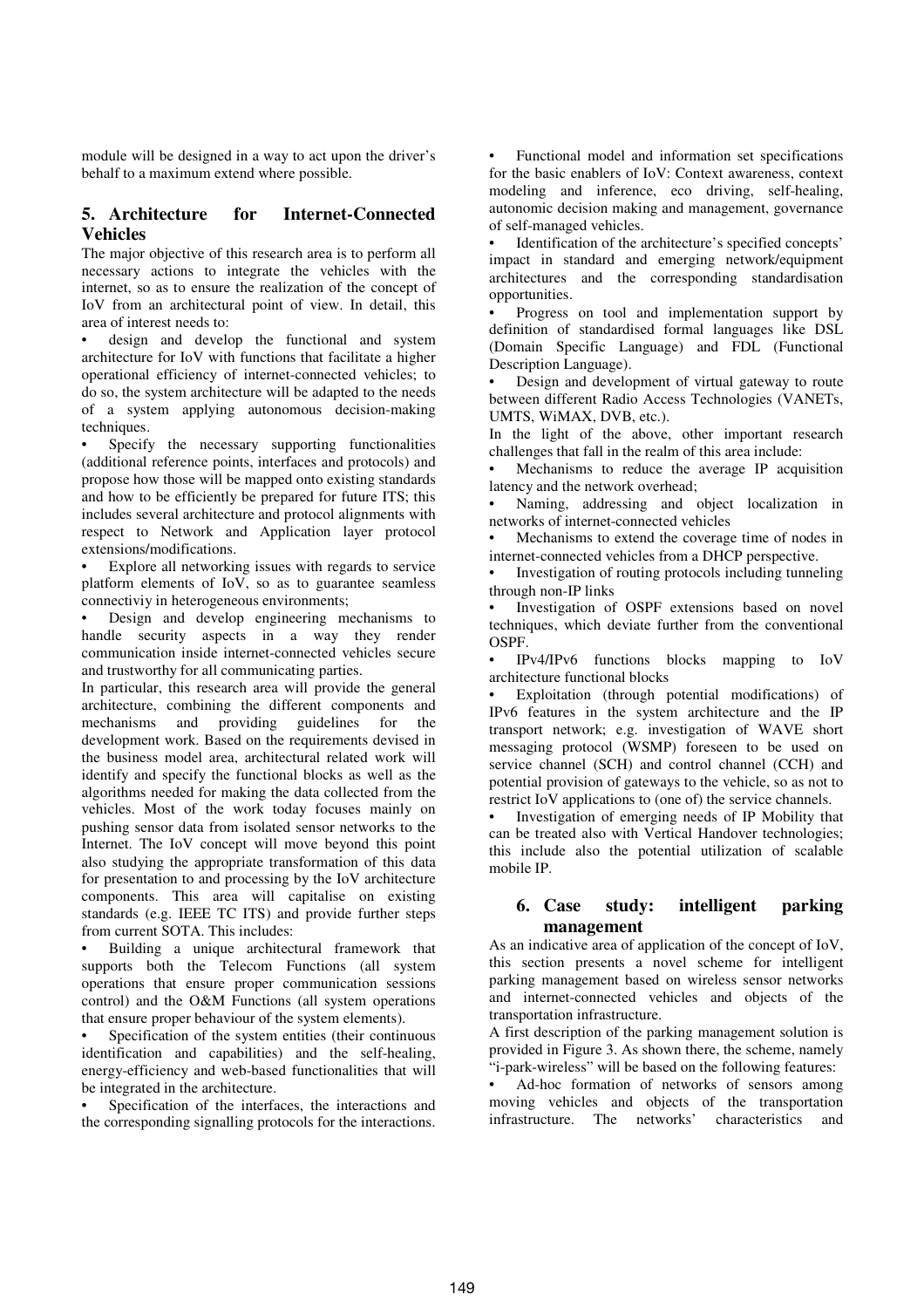module will be designed in a way to act upon the driver's behalf to a maximum extend where possible.

## 5. Architecture for Internet-Connected Vehicles

The major objective of this research area is to perform all necessary actions to integrate the vehicles with the internet, so as to ensure the realization of the concept of IoV from an architectural point of view. In detail, this area of interest needs to:

- design and develop the functional and system architecture for IoV with functions that facilitate a higher operational efficiency of internet-connected vehicles; to do so, the system architecture will be adapted to the needs of a system applying autonomous decision-making techniques.
- Specify the necessary supporting functionalities (additional reference points, interfaces and protocols) and propose how those will be mapped onto existing standards and how to be efficiently be prepared for future ITS; this includes several architecture and protocol alignments with respect to Network and Application layer protocol extensions/modifications.
- Explore all networking issues with regards to service platform elements of IoV, so as to guarantee seamless connectiviy in heterogeneous environments;
- Design and develop engineering mechanisms to handle security aspects in a way they render communication inside internet-connected vehicles secure and trustworthy for all communicating parties.

In particular, this research area will provide the general architecture, combining the different components and mechanisms and providing guidelines for the development work. Based on the requirements devised in the business model area, architectural related work will identify and specify the functional blocks as well as the algorithms needed for making the data collected from the vehicles. Most of the work today focuses mainly on pushing sensor data from isolated sensor networks to the Internet. The IoV concept will move beyond this point also studying the appropriate transformation of this data for presentation to and processing by the IoV architecture components. This area will capitalise on existing standards (e.g. IEEE TC ITS) and provide further steps from current SOTA. This includes:

- Building a unique architectural framework that supports both the Telecom Functions (all system operations that ensure proper communication sessions control) and the O&M Functions (all system operations that ensure proper behaviour of the system elements).
- Specification of the system entities (their continuous identification and capabilities) and the self-healing, energy-efficiency and web-based functionalities that will be integrated in the architecture.
- Specification of the interfaces, the interactions and the corresponding signalling protocols for the interactions.
- Functional model and information set specifications for the basic enablers of IoV: Context awareness, context modeling and inference, eco driving, self-healing, autonomic decision making and management, governance of self-managed vehicles.
- Identification of the architecture's specified concepts' impact in standard and emerging network/equipment architectures and the corresponding standardisation opportunities.
- Progress on tool and implementation support by definition of standardised formal languages like DSL (Domain Specific Language) and FDL (Functional Description Language).
- Design and development of virtual gateway to route between different Radio Access Technologies (VANETs, UMTS, WiMAX, DVB, etc.).

In the light of the above, other important research challenges that fall in the realm of this area include:

- Mechanisms to reduce the average IP acquisition latency and the network overhead;
- Naming, addressing and object localization in networks of internet-connected vehicles
- Mechanisms to extend the coverage time of nodes in internet-connected vehicles from a DHCP perspective.
- Investigation of routing protocols including tunneling through non-IP links
- Investigation of OSPF extensions based on novel techniques, which deviate further from the conventional OSPF.
- IPv4/IPv6 functions blocks mapping to IoV architecture functional blocks
- Exploitation (through potential modifications) of IPv6 features in the system architecture and the IP transport network; e.g. investigation of WAVE short messaging protocol (WSMP) foreseen to be used on service channel (SCH) and control channel (CCH) and potential provision of gateways to the vehicle, so as not to restrict IoV applications to (one of) the service channels.
- Investigation of emerging needs of IP Mobility that can be treated also with Vertical Handover technologies; this include also the potential utilization of scalable mobile IP.

## 6. Case study: intelligent parking management

As an indicative area of application of the concept of IoV, this section presents a novel scheme for intelligent parking management based on wireless sensor networks and internet-connected vehicles and objects of the transportation infrastructure.

A first description of the parking management solution is provided in Figure 3. As shown there, the scheme, namely "i-park-wireless" will be based on the following features:

- Ad-hoc formation of networks of sensors among moving vehicles and objects of the transportation infrastructure. The networks' characteristics and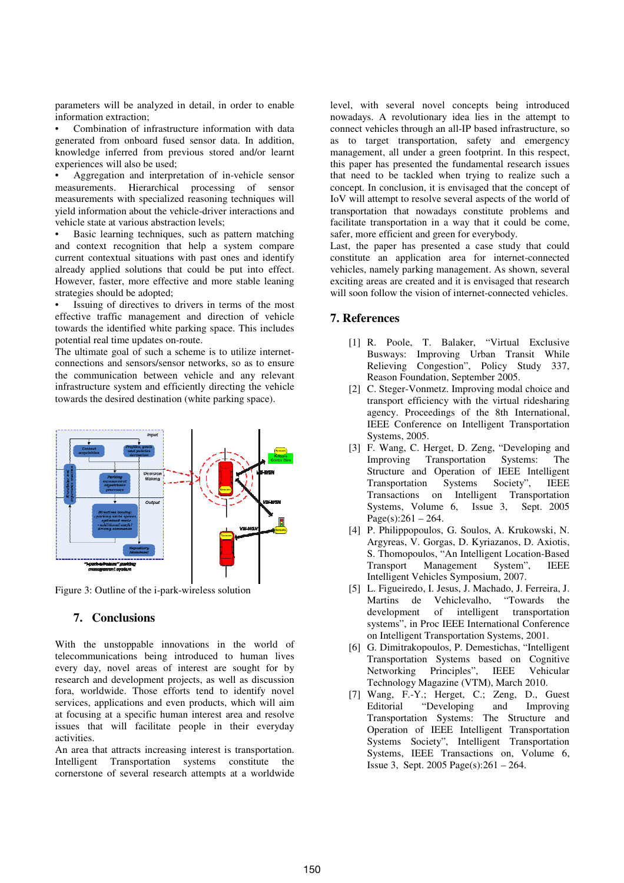parameters will be analyzed in detail, in order to enable information extraction;

- Combination of infrastructure information with data generated from onboard fused sensor data. In addition, knowledge inferred from previous stored and/or learnt experiences will also be used;
- Aggregation and interpretation of in-vehicle sensor measurements. Hierarchical processing of sensor measurements with specialized reasoning techniques will yield information about the vehicle-driver interactions and vehicle state at various abstraction levels;
- Basic learning techniques, such as pattern matching and context recognition that help a system compare current contextual situations with past ones and identify already applied solutions that could be put into effect. However, faster, more effective and more stable leaning strategies should be adopted;
- Issuing of directives to drivers in terms of the most effective traffic management and direction of vehicle towards the identified white parking space. This includes potential real time updates on-route.

The ultimate goal of such a scheme is to utilize internet-connections and sensors/sensor networks, so as to ensure the communication between vehicle and any relevant infrastructure system and efficiently directing the vehicle towards the desired destination (white parking space).

Figure 3: Outline of the i-park-wireless solution

## 7. Conclusions

With the unstoppable innovations in the world of telecommunications being introduced to human lives every day, novel areas of interest are sought for by research and development projects, as well as discussion fora, worldwide. Those efforts tend to identify novel services, applications and even products, which will aim at focusing at a specific human interest area and resolve issues that will facilitate people in their everyday activities.

An area that attracts increasing interest is transportation. Intelligent Transportation systems constitute the cornerstone of several research attempts at a worldwide level, with several novel concepts being introduced nowadays. A revolutionary idea lies in the attempt to connect vehicles through an all-IP based infrastructure, so as to target transportation, safety and emergency management, all under a green footprint. In this respect, this paper has presented the fundamental research issues that need to be tackled when trying to realize such a concept. In conclusion, it is envisaged that the concept of IoV will attempt to resolve several aspects of the world of transportation that nowadays constitute problems and facilitate transportation in a way that it could be come, safer, more efficient and green for everybody.

Last, the paper has presented a case study that could constitute an application area for internet-connected vehicles, namely parking management. As shown, several exciting areas are created and it is envisaged that research will soon follow the vision of internet-connected vehicles.

## 7. References

[1] R. Poole, T. Balaker, "Virtual Exclusive Busways: Improving Urban Transit While Relieving Congestion", Policy Study 337, Reason Foundation, September 2005.

[2] C. Steger-Vonmetz. Improving modal choice and transport efficiency with the virtual ridesharing agency. Proceedings of the 8th International, IEEE Conference on Intelligent Transportation Systems, 2005.

[3] F. Wang, C. Herget, D. Zeng, "Developing and Improving Transportation Systems: The Structure and Operation of IEEE Intelligent Transportation Systems Society", IEEE Transactions on Intelligent Transportation Systems, Volume 6, Issue 3, Sept. 2005 Page(s):261 – 264.

[4] P. Philippopoulos, G. Soulos, A. Krukowski, N. Argyreas, V. Gorgas, D. Kyriazanos, D. Axiotis, S. Thomopoulos, "An Intelligent Location-Based Transport Management System", IEEE Intelligent Vehicles Symposium, 2007.

[5] L. Figueiredo, I. Jesus, J. Machado, J. Ferreira, J. Martins de Vehiclevalho, "Towards the development of intelligent transportation systems", in Proc IEEE International Conference on Intelligent Transportation Systems, 2001.

[6] G. Dimitrakopoulos, P. Demestichas, "Intelligent Transportation Systems based on Cognitive Networking Principles", IEEE Vehicular Technology Magazine (VTM), March 2010.

[7] Wang, F.-Y.; Herget, C.; Zeng, D., Guest Editorial "Developing and Improving Transportation Systems: The Structure and Operation of IEEE Intelligent Transportation Systems Society", Intelligent Transportation Systems, IEEE Transactions on, Volume 6, Issue 3, Sept. 2005 Page(s):261 – 264.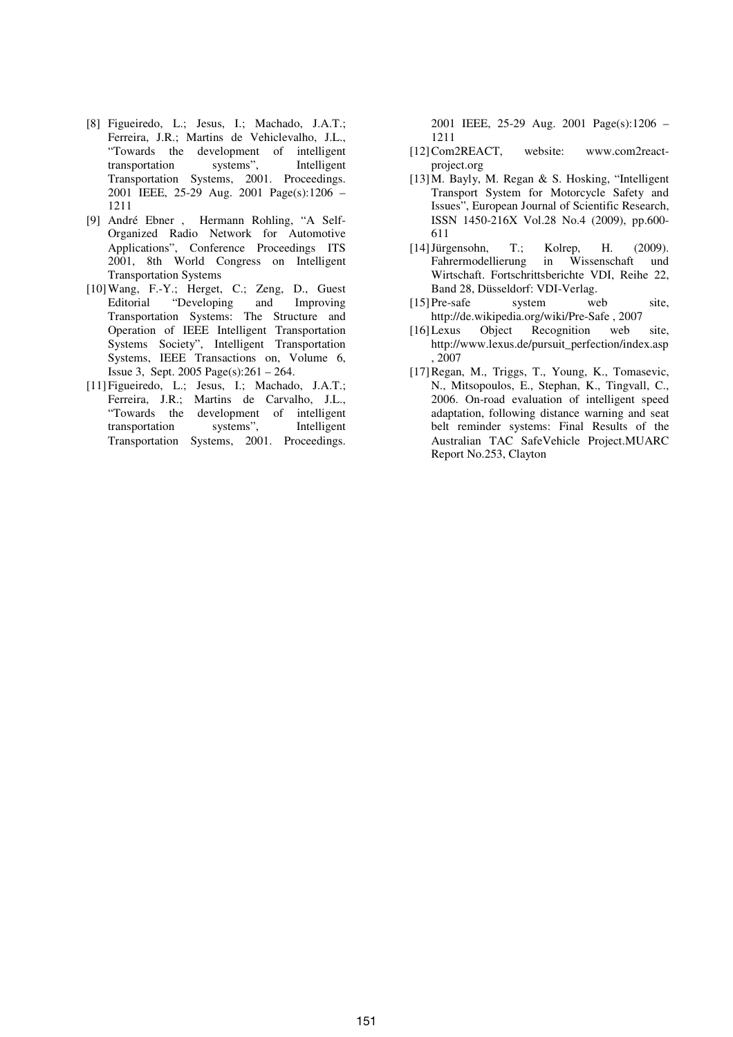[8] Figueiredo, L.; Jesus, I.; Machado, J.A.T.; Ferreira, J.R.; Martins de Vehiclevalho, J.L., "Towards the development of intelligent transportation systems", Intelligent Transportation Systems, 2001. Proceedings. 2001 IEEE, 25-29 Aug. 2001 Page(s):1206 – 1211

[9] André Ebner , Hermann Rohling, "A Self-Organized Radio Network for Automotive Applications", Conference Proceedings ITS 2001, 8th World Congress on Intelligent Transportation Systems

[10] Wang, F.-Y.; Herget, C.; Zeng, D., Guest Editorial "Developing and Improving Transportation Systems: The Structure and Operation of IEEE Intelligent Transportation Systems Society", Intelligent Transportation Systems, IEEE Transactions on, Volume 6, Issue 3, Sept. 2005 Page(s):261 – 264.

[11] Figueiredo, L.; Jesus, I.; Machado, J.A.T.; Ferreira, J.R.; Martins de Carvalho, J.L., "Towards the development of intelligent transportation systems", Intelligent Transportation Systems, 2001. Proceedings. 2001 IEEE, 25-29 Aug. 2001 Page(s):1206 – 1211

[12] Com2REACT, website: www.com2react-project.org

[13] M. Bayly, M. Regan & S. Hosking, "Intelligent Transport System for Motorcycle Safety and Issues", European Journal of Scientific Research, ISSN 1450-216X Vol.28 No.4 (2009), pp.600-611

[14] Jürgensohn, T.; Kolrep, H. (2009). Fahrermodellierung in Wissenschaft und Wirtschaft. Fortschrittsberichte VDI, Reihe 22, Band 28, Düsseldorf: VDI-Verlag.

[15] Pre-safe system web site, http://de.wikipedia.org/wiki/Pre-Safe , 2007

[16] Lexus Object Recognition web site, http://www.lexus.de/pursuit_perfection/index.asp , 2007

[17] Regan, M., Triggs, T., Young, K., Tomasevic, N., Mitsopoulos, E., Stephan, K., Tingvall, C., 2006. On-road evaluation of intelligent speed adaptation, following distance warning and seat belt reminder systems: Final Results of the Australian TAC SafeVehicle Project.MUARC Report No.253, Clayton